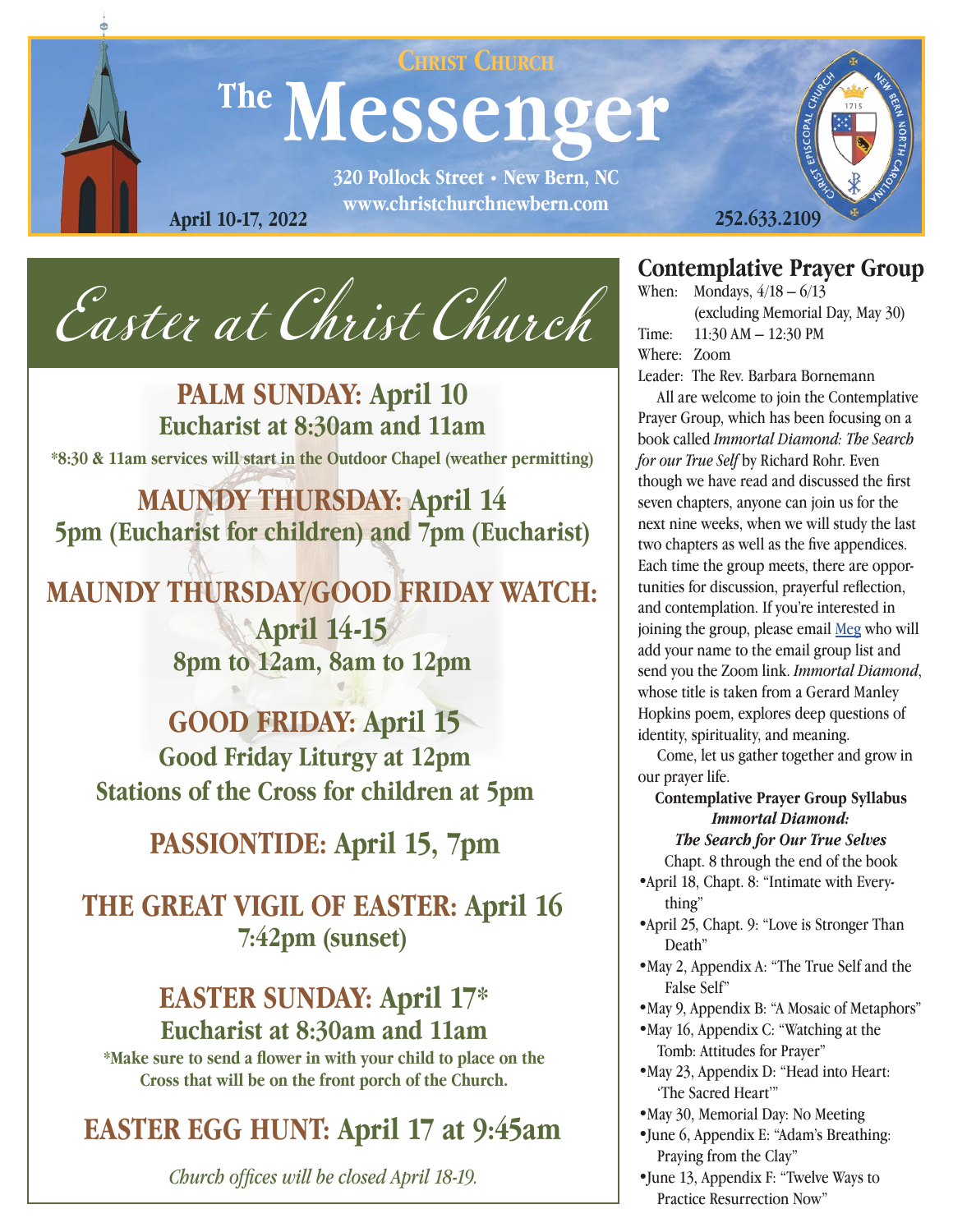# Christ Church The Messenger

320 Pollock Street • New Bern, NC
www.christchurchnewbern.com

April 10-17, 2022

252.633.2109

## Easter at Christ Church

**PALM SUNDAY: April 10**
**Eucharist at 8:30am and 11am**
**\*8:30 & 11am services will start in the Outdoor Chapel (weather permitting)**

**MAUNDY THURSDAY: April 14**
**5pm (Eucharist for children) and 7pm (Eucharist)**

**MAUNDY THURSDAY/GOOD FRIDAY WATCH:**
**April 14-15**
**8pm to 12am, 8am to 12pm**

**GOOD FRIDAY: April 15**
**Good Friday Liturgy at 12pm**
**Stations of the Cross for children at 5pm**

**PASSIONTIDE: April 15, 7pm**

**THE GREAT VIGIL OF EASTER: April 16**
**7:42pm (sunset)**

**EASTER SUNDAY: April 17\***
**Eucharist at 8:30am and 11am**
**\*Make sure to send a flower in with your child to place on the Cross that will be on the front porch of the Church.**

**EASTER EGG HUNT: April 17 at 9:45am**

*Church offices will be closed April 18-19.*

## Contemplative Prayer Group

When: Mondays, 4/18 – 6/13 (excluding Memorial Day, May 30)
Time: 11:30 AM – 12:30 PM
Where: Zoom
Leader: The Rev. Barbara Bornemann

All are welcome to join the Contemplative Prayer Group, which has been focusing on a book called *Immortal Diamond: The Search for our True Self* by Richard Rohr. Even though we have read and discussed the first seven chapters, anyone can join us for the next nine weeks, when we will study the last two chapters as well as the five appendices. Each time the group meets, there are opportunities for discussion, prayerful reflection, and contemplation. If you're interested in joining the group, please email Meg who will add your name to the email group list and send you the Zoom link. *Immortal Diamond*, whose title is taken from a Gerard Manley Hopkins poem, explores deep questions of identity, spirituality, and meaning.

Come, let us gather together and grow in our prayer life.

**Contemplative Prayer Group Syllabus**
***Immortal Diamond: The Search for Our True Selves***
Chapt. 8 through the end of the book

- April 18, Chapt. 8: "Intimate with Everything"
- April 25, Chapt. 9: "Love is Stronger Than Death"
- May 2, Appendix A: "The True Self and the False Self"
- May 9, Appendix B: "A Mosaic of Metaphors"
- May 16, Appendix C: "Watching at the Tomb: Attitudes for Prayer"
- May 23, Appendix D: "Head into Heart: 'The Sacred Heart'"
- May 30, Memorial Day: No Meeting
- June 6, Appendix E: "Adam's Breathing: Praying from the Clay"
- June 13, Appendix F: "Twelve Ways to Practice Resurrection Now"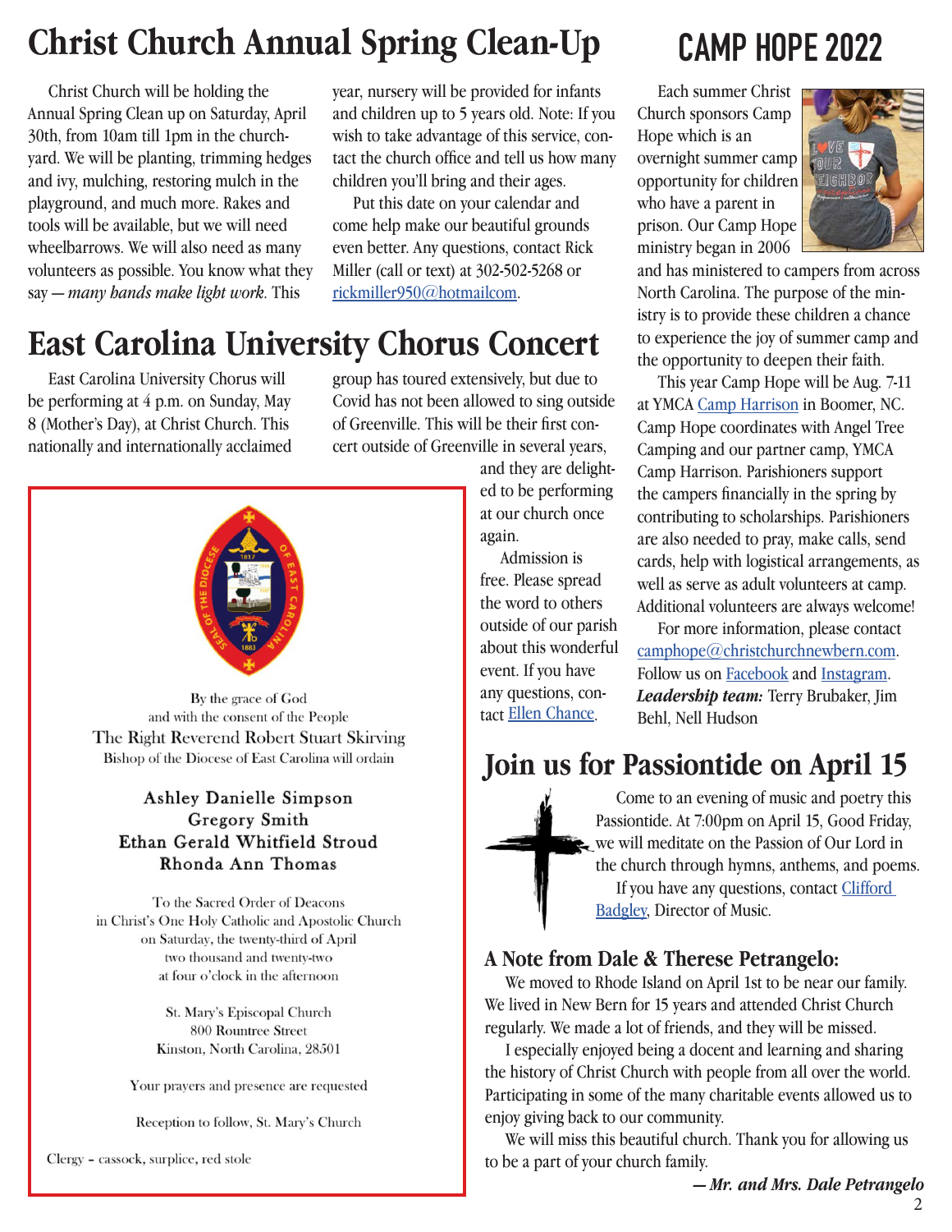# Christ Church Annual Spring Clean-Up

Christ Church will be holding the Annual Spring Clean up on Saturday, April 30th, from 10am till 1pm in the church-yard. We will be planting, trimming hedges and ivy, mulching, restoring mulch in the playground, and much more. Rakes and tools will be available, but we will need wheelbarrows. We will also need as many volunteers as possible. You know what they say — *many hands make light work*. This year, nursery will be provided for infants and children up to 5 years old. Note: If you wish to take advantage of this service, contact the church office and tell us how many children you'll bring and their ages.

Put this date on your calendar and come help make our beautiful grounds even better. Any questions, contact Rick Miller (call or text) at 302-502-5268 or rickmiller950@hotmailcom.

# East Carolina University Chorus Concert

East Carolina University Chorus will be performing at 4 p.m. on Sunday, May 8 (Mother's Day), at Christ Church. This nationally and internationally acclaimed group has toured extensively, but due to Covid has not been allowed to sing outside of Greenville. This will be their first concert outside of Greenville in several years, and they are delighted to be performing at our church once again.

Admission is free. Please spread the word to others outside of our parish about this wonderful event. If you have any questions, contact Ellen Chance.

By the grace of God
and with the consent of the People
The Right Reverend Robert Stuart Skirving
Bishop of the Diocese of East Carolina will ordain

**Ashley Danielle Simpson**
**Gregory Smith**
**Ethan Gerald Whitfield Stroud**
**Rhonda Ann Thomas**

To the Sacred Order of Deacons
in Christ's One Holy Catholic and Apostolic Church
on Saturday, the twenty-third of April
two thousand and twenty-two
at four o'clock in the afternoon

St. Mary's Episcopal Church
800 Rountree Street
Kinston, North Carolina, 28501

Your prayers and presence are requested

Reception to follow, St. Mary's Church

Clergy – cassock, surplice, red stole

# CAMP HOPE 2022

Each summer Christ Church sponsors Camp Hope which is an overnight summer camp opportunity for children who have a parent in prison. Our Camp Hope ministry began in 2006 and has ministered to campers from across North Carolina. The purpose of the ministry is to provide these children a chance to experience the joy of summer camp and the opportunity to deepen their faith.

This year Camp Hope will be Aug. 7-11 at YMCA Camp Harrison in Boomer, NC. Camp Hope coordinates with Angel Tree Camping and our partner camp, YMCA Camp Harrison. Parishioners support the campers financially in the spring by contributing to scholarships. Parishioners are also needed to pray, make calls, send cards, help with logistical arrangements, as well as serve as adult volunteers at camp. Additional volunteers are always welcome!

For more information, please contact camphope@christchurchnewbern.com. Follow us on Facebook and Instagram. ***Leadership team:*** Terry Brubaker, Jim Behl, Nell Hudson

# Join us for Passiontide on April 15

Come to an evening of music and poetry this Passiontide. At 7:00pm on April 15, Good Friday, we will meditate on the Passion of Our Lord in the church through hymns, anthems, and poems.

If you have any questions, contact Clifford Badgley, Director of Music.

## A Note from Dale & Therese Petrangelo:

We moved to Rhode Island on April 1st to be near our family. We lived in New Bern for 15 years and attended Christ Church regularly. We made a lot of friends, and they will be missed.

I especially enjoyed being a docent and learning and sharing the history of Christ Church with people from all over the world. Participating in some of the many charitable events allowed us to enjoy giving back to our community.

We will miss this beautiful church. Thank you for allowing us to be a part of your church family.

***— Mr. and Mrs. Dale Petrangelo***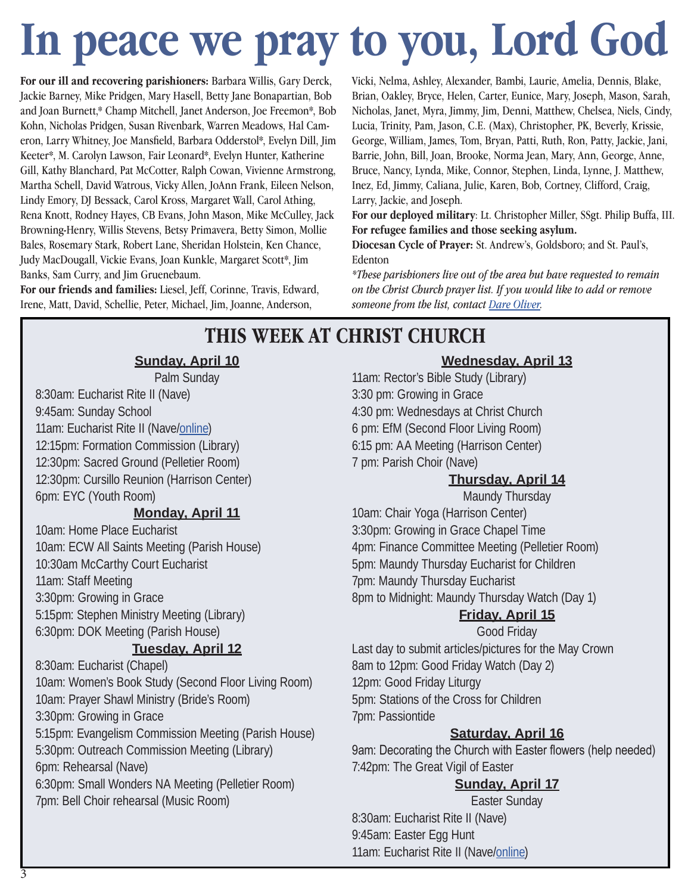# In peace we pray to you, Lord God

**For our ill and recovering parishioners:** Barbara Willis, Gary Derck, Jackie Barney, Mike Pridgen, Mary Hasell, Betty Jane Bonapartian, Bob and Joan Burnett,* Champ Mitchell, Janet Anderson, Joe Freemon*, Bob Kohn, Nicholas Pridgen, Susan Rivenbark, Warren Meadows, Hal Cameron, Larry Whitney, Joe Mansfield, Barbara Odderstol*, Evelyn Dill, Jim Keeter*, M. Carolyn Lawson, Fair Leonard*, Evelyn Hunter, Katherine Gill, Kathy Blanchard, Pat McCotter, Ralph Cowan, Vivienne Armstrong, Martha Schell, David Watrous, Vicky Allen, JoAnn Frank, Eileen Nelson, Lindy Emory, DJ Bessack, Carol Kross, Margaret Wall, Carol Athing, Rena Knott, Rodney Hayes, CB Evans, John Mason, Mike McCulley, Jack Browning-Henry, Willis Stevens, Betsy Primavera, Betty Simon, Mollie Bales, Rosemary Stark, Robert Lane, Sheridan Holstein, Ken Chance, Judy MacDougall, Vickie Evans, Joan Kunkle, Margaret Scott*, Jim Banks, Sam Curry, and Jim Gruenebaum.

**For our friends and families:** Liesel, Jeff, Corinne, Travis, Edward, Irene, Matt, David, Schellie, Peter, Michael, Jim, Joanne, Anderson, Vicki, Nelma, Ashley, Alexander, Bambi, Laurie, Amelia, Dennis, Blake, Brian, Oakley, Bryce, Helen, Carter, Eunice, Mary, Joseph, Mason, Sarah, Nicholas, Janet, Myra, Jimmy, Jim, Denni, Matthew, Chelsea, Niels, Cindy, Lucia, Trinity, Pam, Jason, C.E. (Max), Christopher, PK, Beverly, Krissie, George, William, James, Tom, Bryan, Patti, Ruth, Ron, Patty, Jackie, Jani, Barrie, John, Bill, Joan, Brooke, Norma Jean, Mary, Ann, George, Anne, Bruce, Nancy, Lynda, Mike, Connor, Stephen, Linda, Lynne, J. Matthew, Inez, Ed, Jimmy, Caliana, Julie, Karen, Bob, Cortney, Clifford, Craig, Larry, Jackie, and Joseph.

**For our deployed military**: Lt. Christopher Miller, SSgt. Philip Buffa, III.

**For refugee families and those seeking asylum.**

**Diocesan Cycle of Prayer:** St. Andrew's, Goldsboro; and St. Paul's, Edenton

*\*These parishioners live out of the area but have requested to remain on the Christ Church prayer list. If you would like to add or remove someone from the list, contact Dare Oliver.*

## THIS WEEK AT CHRIST CHURCH

**Sunday, April 10**
Palm Sunday
8:30am: Eucharist Rite II (Nave)
9:45am: Sunday School
11am: Eucharist Rite II (Nave/online)
12:15pm: Formation Commission (Library)
12:30pm: Sacred Ground (Pelletier Room)
12:30pm: Cursillo Reunion (Harrison Center)
6pm: EYC (Youth Room)

**Monday, April 11**
10am: Home Place Eucharist
10am: ECW All Saints Meeting (Parish House)
10:30am McCarthy Court Eucharist
11am: Staff Meeting
3:30pm: Growing in Grace
5:15pm: Stephen Ministry Meeting (Library)
6:30pm: DOK Meeting (Parish House)

**Tuesday, April 12**
8:30am: Eucharist (Chapel)
10am: Women's Book Study (Second Floor Living Room)
10am: Prayer Shawl Ministry (Bride's Room)
3:30pm: Growing in Grace
5:15pm: Evangelism Commission Meeting (Parish House)
5:30pm: Outreach Commission Meeting (Library)
6pm: Rehearsal (Nave)
6:30pm: Small Wonders NA Meeting (Pelletier Room)
7pm: Bell Choir rehearsal (Music Room)

**Wednesday, April 13**
11am: Rector's Bible Study (Library)
3:30 pm: Growing in Grace
4:30 pm: Wednesdays at Christ Church
6 pm: EfM (Second Floor Living Room)
6:15 pm: AA Meeting (Harrison Center)
7 pm: Parish Choir (Nave)

**Thursday, April 14**
Maundy Thursday
10am: Chair Yoga (Harrison Center)
3:30pm: Growing in Grace Chapel Time
4pm: Finance Committee Meeting (Pelletier Room)
5pm: Maundy Thursday Eucharist for Children
7pm: Maundy Thursday Eucharist
8pm to Midnight: Maundy Thursday Watch (Day 1)

**Friday, April 15**
Good Friday
Last day to submit articles/pictures for the May Crown
8am to 12pm: Good Friday Watch (Day 2)
12pm: Good Friday Liturgy
5pm: Stations of the Cross for Children
7pm: Passiontide

**Saturday, April 16**
9am: Decorating the Church with Easter flowers (help needed)
7:42pm: The Great Vigil of Easter

**Sunday, April 17**
Easter Sunday
8:30am: Eucharist Rite II (Nave)
9:45am: Easter Egg Hunt
11am: Eucharist Rite II (Nave/online)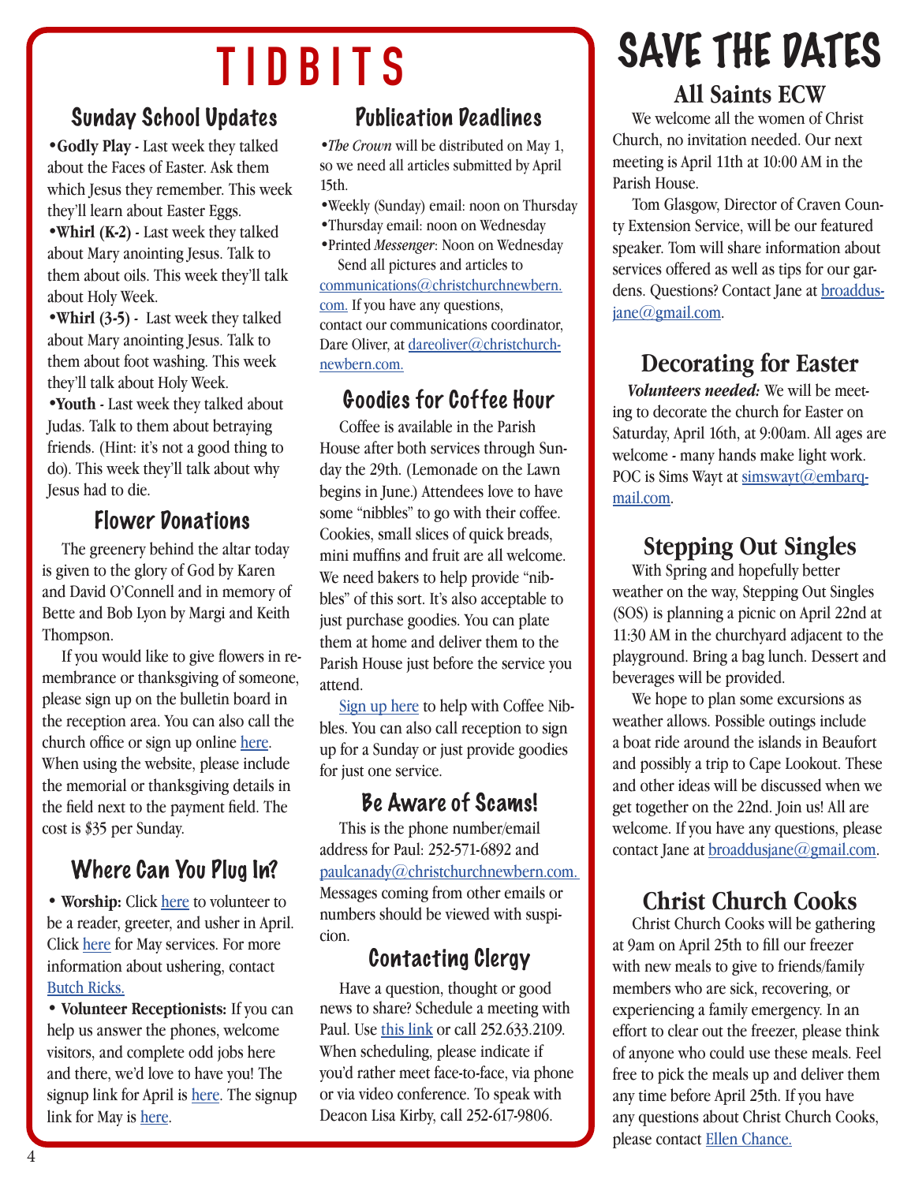# TIDBITS

## Sunday School Updates

- **Godly Play** - Last week they talked about the Faces of Easter. Ask them which Jesus they remember. This week they'll learn about Easter Eggs.
- **Whirl (K-2)** - Last week they talked about Mary anointing Jesus. Talk to them about oils. This week they'll talk about Holy Week.
- **Whirl (3-5)** - Last week they talked about Mary anointing Jesus. Talk to them about foot washing. This week they'll talk about Holy Week.
- **Youth** - Last week they talked about Judas. Talk to them about betraying friends. (Hint: it's not a good thing to do). This week they'll talk about why Jesus had to die.

## Flower Donations

The greenery behind the altar today is given to the glory of God by Karen and David O'Connell and in memory of Bette and Bob Lyon by Margi and Keith Thompson.

If you would like to give flowers in remembrance or thanksgiving of someone, please sign up on the bulletin board in the reception area. You can also call the church office or sign up online here. When using the website, please include the memorial or thanksgiving details in the field next to the payment field. The cost is $35 per Sunday.

## Where Can You Plug In?

- **Worship:** Click here to volunteer to be a reader, greeter, and usher in April. Click here for May services. For more information about ushering, contact Butch Ricks.
- **Volunteer Receptionists:** If you can help us answer the phones, welcome visitors, and complete odd jobs here and there, we'd love to have you! The signup link for April is here. The signup link for May is here.

## Publication Deadlines

- *The Crown* will be distributed on May 1, so we need all articles submitted by April 15th.
- Weekly (Sunday) email: noon on Thursday
- Thursday email: noon on Wednesday
- Printed *Messenger*: Noon on Wednesday

Send all pictures and articles to communications@christchurchnewbern.com. If you have any questions, contact our communications coordinator, Dare Oliver, at dareoliver@christchurchnewbern.com.

## Goodies for Coffee Hour

Coffee is available in the Parish House after both services through Sunday the 29th. (Lemonade on the Lawn begins in June.) Attendees love to have some "nibbles" to go with their coffee. Cookies, small slices of quick breads, mini muffins and fruit are all welcome. We need bakers to help provide "nibbles" of this sort. It's also acceptable to just purchase goodies. You can plate them at home and deliver them to the Parish House just before the service you attend.

Sign up here to help with Coffee Nibbles. You can also call reception to sign up for a Sunday or just provide goodies for just one service.

## Be Aware of Scams!

This is the phone number/email address for Paul: 252-571-6892 and paulcanady@christchurchnewbern.com. Messages coming from other emails or numbers should be viewed with suspicion.

## Contacting Clergy

Have a question, thought or good news to share? Schedule a meeting with Paul. Use this link or call 252.633.2109. When scheduling, please indicate if you'd rather meet face-to-face, via phone or via video conference. To speak with Deacon Lisa Kirby, call 252-617-9806.

# SAVE THE DATES

## All Saints ECW

We welcome all the women of Christ Church, no invitation needed. Our next meeting is April 11th at 10:00 AM in the Parish House.

Tom Glasgow, Director of Craven County Extension Service, will be our featured speaker. Tom will share information about services offered as well as tips for our gardens. Questions? Contact Jane at broaddusjane@gmail.com.

## Decorating for Easter

***Volunteers needed:*** We will be meeting to decorate the church for Easter on Saturday, April 16th, at 9:00am. All ages are welcome - many hands make light work. POC is Sims Wayt at simswayt@embarqmail.com.

## Stepping Out Singles

With Spring and hopefully better weather on the way, Stepping Out Singles (SOS) is planning a picnic on April 22nd at 11:30 AM in the churchyard adjacent to the playground. Bring a bag lunch. Dessert and beverages will be provided.

We hope to plan some excursions as weather allows. Possible outings include a boat ride around the islands in Beaufort and possibly a trip to Cape Lookout. These and other ideas will be discussed when we get together on the 22nd. Join us! All are welcome. If you have any questions, please contact Jane at broaddusjane@gmail.com.

## Christ Church Cooks

Christ Church Cooks will be gathering at 9am on April 25th to fill our freezer with new meals to give to friends/family members who are sick, recovering, or experiencing a family emergency. In an effort to clear out the freezer, please think of anyone who could use these meals. Feel free to pick the meals up and deliver them any time before April 25th. If you have any questions about Christ Church Cooks, please contact Ellen Chance.